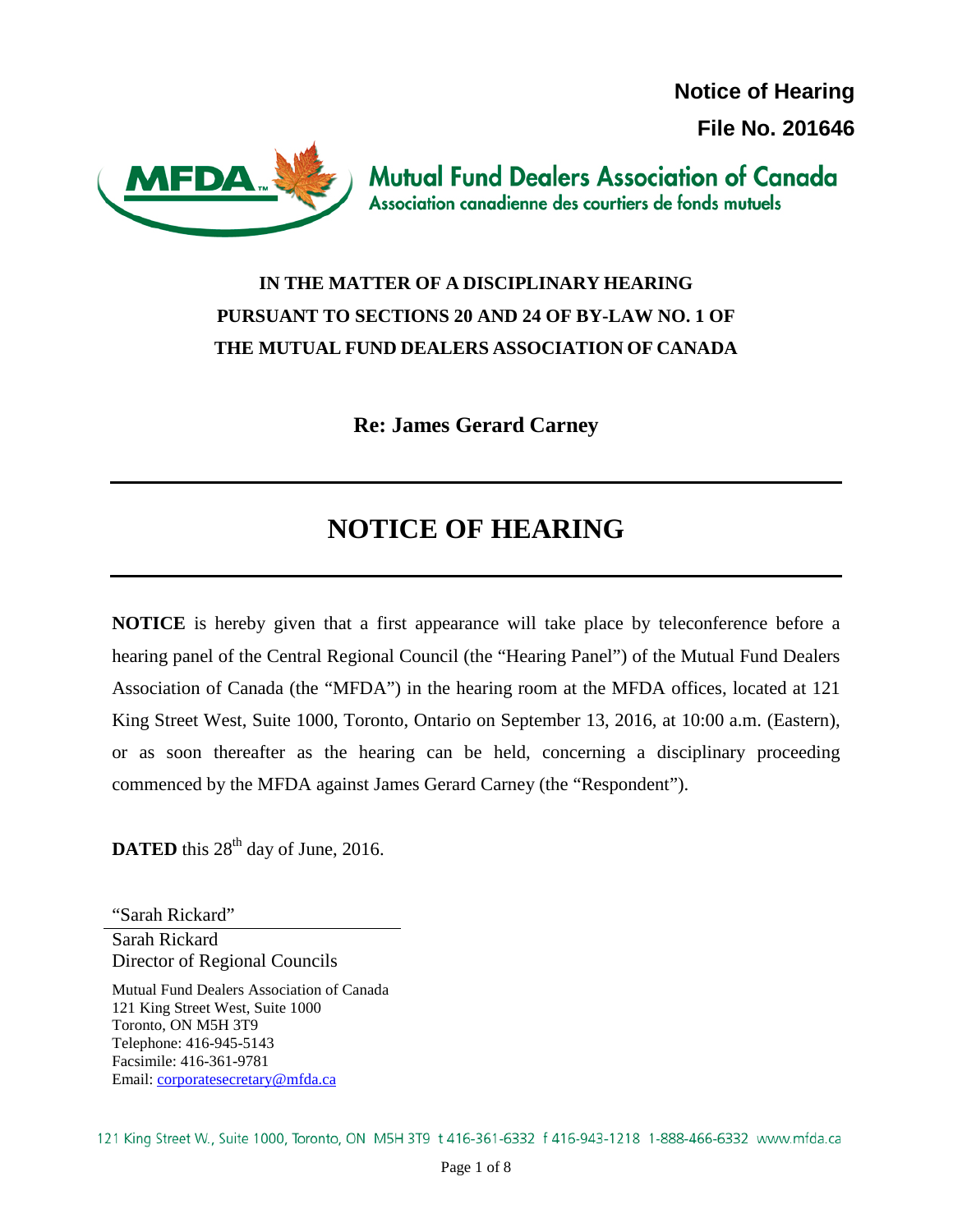**Notice of Hearing**

**File No. 201646**

Mutual Fund Dealers Association of Canada

Association canadienne des courtiers de fonds mutuels

**IN THE MATTER OF A DISCIPLINARY HEARING PURSUANT TO SECTIONS 20 AND 24 OF BY-LAW NO. 1 OF THE MUTUAL FUND DEALERS ASSOCIATION OF CANADA**

**Re: James Gerard Carney**

# NOTICE OF HEARING

**NOTICE** is hereby given that a first appearance will take place by teleconference before a hearing panel of the Central Regional Council (the "Hearing Panel") of the Mutual Fund Dealers Association of Canada (the "MFDA") in the hearing room at the MFDA offices, located at 121 King Street West, Suite 1000, Toronto, Ontario on September 13, 2016, at 10:00 a.m. (Eastern), or as soon thereafter as the hearing can be held, concerning a disciplinary proceeding commenced by the MFDA against James Gerard Carney (the "Respondent").

**DATED** this 28th day of June, 2016.

"Sarah Rickard"

Sarah Rickard
Director of Regional Councils

Mutual Fund Dealers Association of Canada
121 King Street West, Suite 1000
Toronto, ON M5H 3T9
Telephone: 416-945-5143
Facsimile: 416-361-9781
Email: corporatesecretary@mfda.ca

121 King Street W., Suite 1000, Toronto, ON M5H 3T9 t 416-361-6332 f 416-943-1218 1-888-466-6332 www.mfda.ca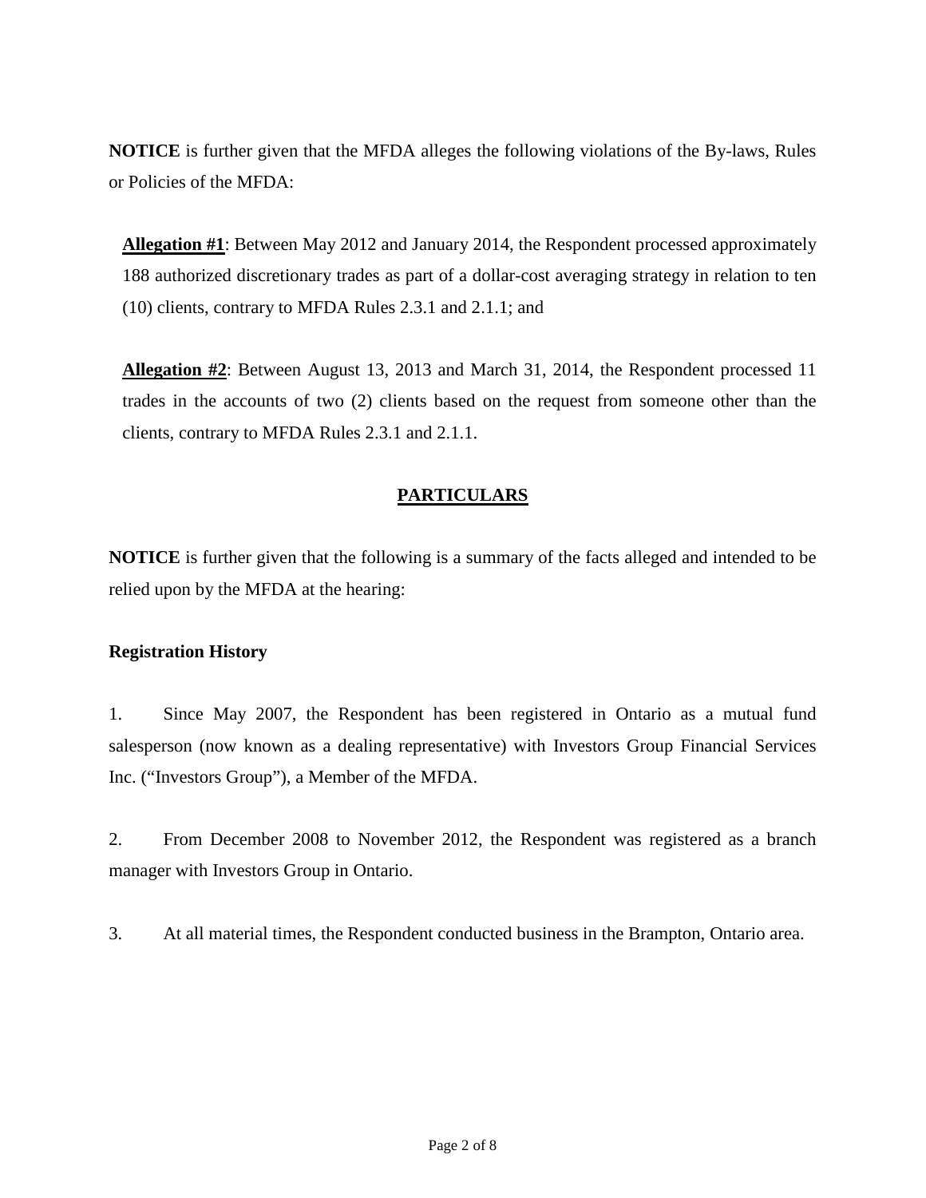**NOTICE** is further given that the MFDA alleges the following violations of the By-laws, Rules or Policies of the MFDA:

**Allegation #1**: Between May 2012 and January 2014, the Respondent processed approximately 188 authorized discretionary trades as part of a dollar-cost averaging strategy in relation to ten (10) clients, contrary to MFDA Rules 2.3.1 and 2.1.1; and

**Allegation #2**: Between August 13, 2013 and March 31, 2014, the Respondent processed 11 trades in the accounts of two (2) clients based on the request from someone other than the clients, contrary to MFDA Rules 2.3.1 and 2.1.1.

## PARTICULARS

**NOTICE** is further given that the following is a summary of the facts alleged and intended to be relied upon by the MFDA at the hearing:

**Registration History**

1. Since May 2007, the Respondent has been registered in Ontario as a mutual fund salesperson (now known as a dealing representative) with Investors Group Financial Services Inc. ("Investors Group"), a Member of the MFDA.

2. From December 2008 to November 2012, the Respondent was registered as a branch manager with Investors Group in Ontario.

3. At all material times, the Respondent conducted business in the Brampton, Ontario area.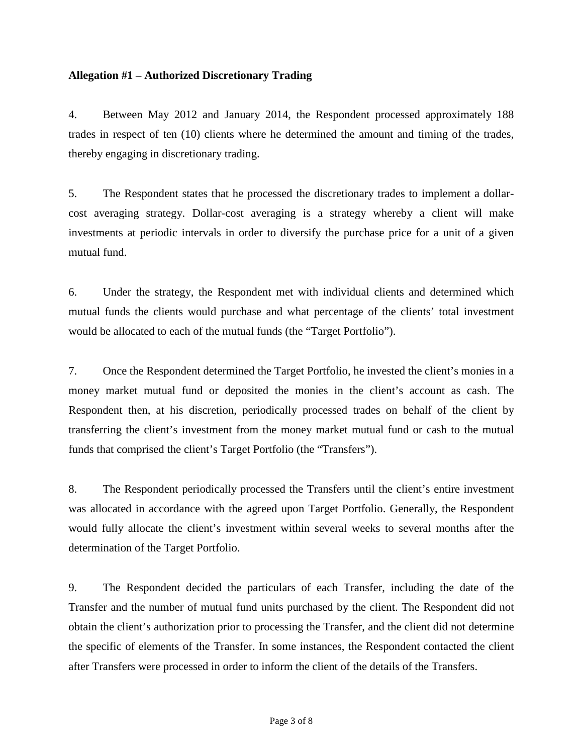**Allegation #1 – Authorized Discretionary Trading**

4. Between May 2012 and January 2014, the Respondent processed approximately 188 trades in respect of ten (10) clients where he determined the amount and timing of the trades, thereby engaging in discretionary trading.

5. The Respondent states that he processed the discretionary trades to implement a dollar-cost averaging strategy. Dollar-cost averaging is a strategy whereby a client will make investments at periodic intervals in order to diversify the purchase price for a unit of a given mutual fund.

6. Under the strategy, the Respondent met with individual clients and determined which mutual funds the clients would purchase and what percentage of the clients' total investment would be allocated to each of the mutual funds (the "Target Portfolio").

7. Once the Respondent determined the Target Portfolio, he invested the client's monies in a money market mutual fund or deposited the monies in the client's account as cash. The Respondent then, at his discretion, periodically processed trades on behalf of the client by transferring the client's investment from the money market mutual fund or cash to the mutual funds that comprised the client's Target Portfolio (the "Transfers").

8. The Respondent periodically processed the Transfers until the client's entire investment was allocated in accordance with the agreed upon Target Portfolio. Generally, the Respondent would fully allocate the client's investment within several weeks to several months after the determination of the Target Portfolio.

9. The Respondent decided the particulars of each Transfer, including the date of the Transfer and the number of mutual fund units purchased by the client. The Respondent did not obtain the client's authorization prior to processing the Transfer, and the client did not determine the specific of elements of the Transfer. In some instances, the Respondent contacted the client after Transfers were processed in order to inform the client of the details of the Transfers.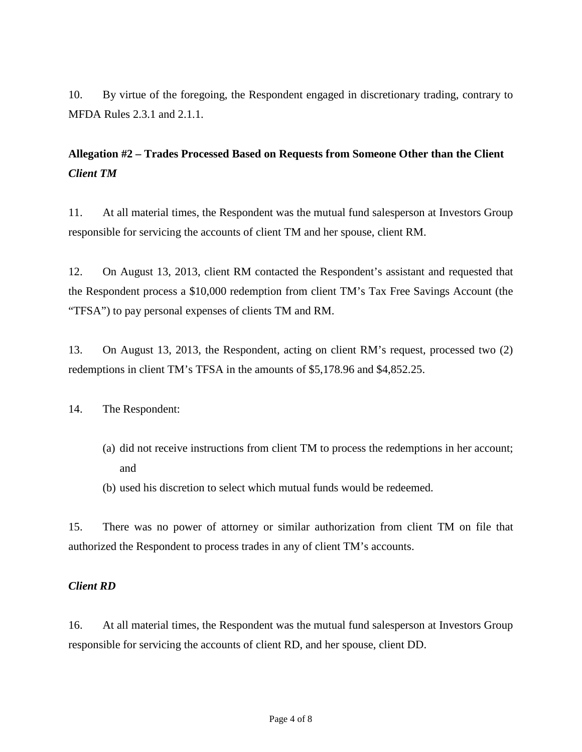10. By virtue of the foregoing, the Respondent engaged in discretionary trading, contrary to MFDA Rules 2.3.1 and 2.1.1.

**Allegation #2 – Trades Processed Based on Requests from Someone Other than the Client**
***Client TM***

11. At all material times, the Respondent was the mutual fund salesperson at Investors Group responsible for servicing the accounts of client TM and her spouse, client RM.

12. On August 13, 2013, client RM contacted the Respondent's assistant and requested that the Respondent process a $10,000 redemption from client TM's Tax Free Savings Account (the "TFSA") to pay personal expenses of clients TM and RM.

13. On August 13, 2013, the Respondent, acting on client RM's request, processed two (2) redemptions in client TM's TFSA in the amounts of $5,178.96 and $4,852.25.

14. The Respondent:

(a) did not receive instructions from client TM to process the redemptions in her account; and

(b) used his discretion to select which mutual funds would be redeemed.

15. There was no power of attorney or similar authorization from client TM on file that authorized the Respondent to process trades in any of client TM's accounts.

***Client RD***

16. At all material times, the Respondent was the mutual fund salesperson at Investors Group responsible for servicing the accounts of client RD, and her spouse, client DD.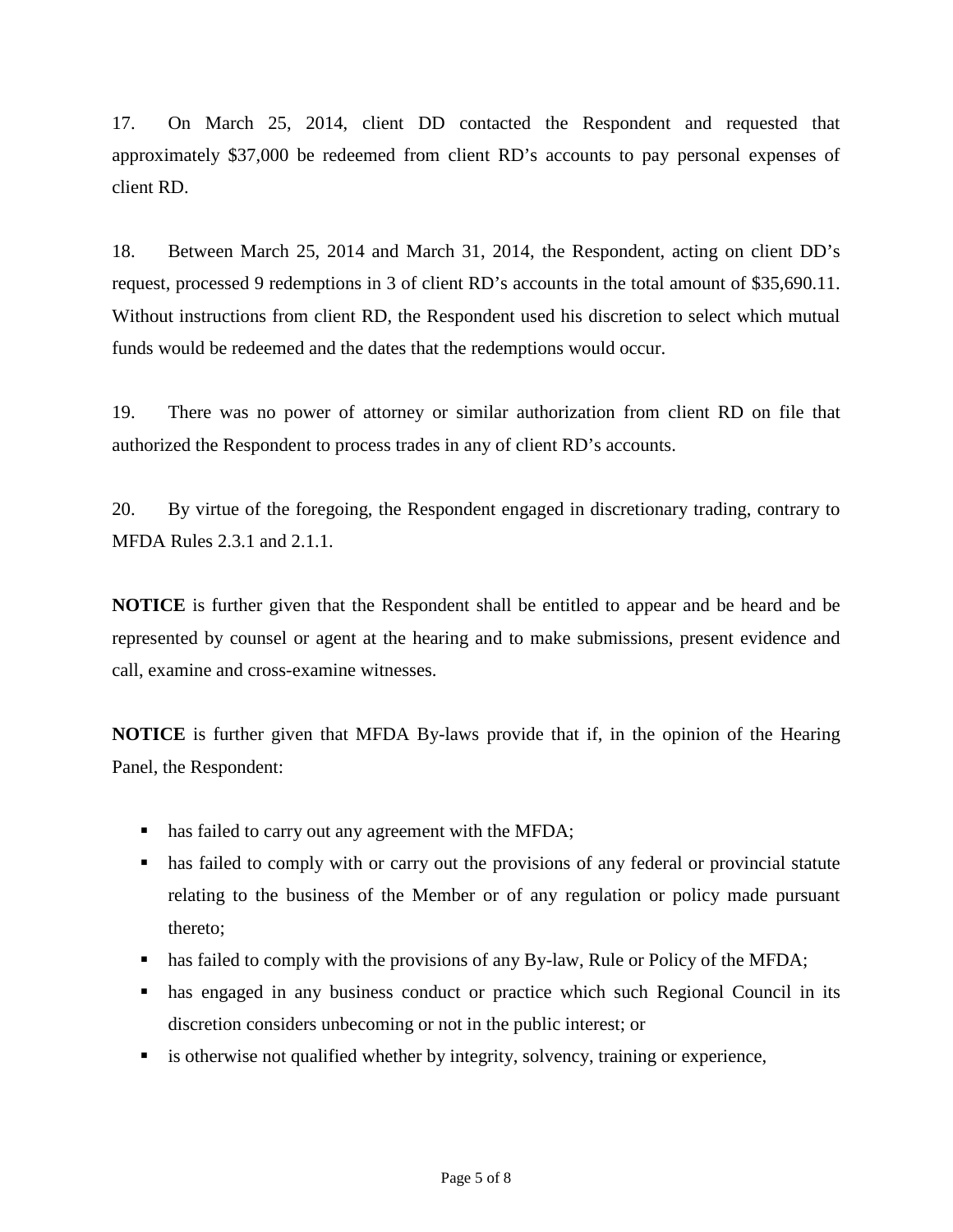17. On March 25, 2014, client DD contacted the Respondent and requested that approximately $37,000 be redeemed from client RD's accounts to pay personal expenses of client RD.

18. Between March 25, 2014 and March 31, 2014, the Respondent, acting on client DD's request, processed 9 redemptions in 3 of client RD's accounts in the total amount of $35,690.11. Without instructions from client RD, the Respondent used his discretion to select which mutual funds would be redeemed and the dates that the redemptions would occur.

19. There was no power of attorney or similar authorization from client RD on file that authorized the Respondent to process trades in any of client RD's accounts.

20. By virtue of the foregoing, the Respondent engaged in discretionary trading, contrary to MFDA Rules 2.3.1 and 2.1.1.

**NOTICE** is further given that the Respondent shall be entitled to appear and be heard and be represented by counsel or agent at the hearing and to make submissions, present evidence and call, examine and cross-examine witnesses.

**NOTICE** is further given that MFDA By-laws provide that if, in the opinion of the Hearing Panel, the Respondent:

- has failed to carry out any agreement with the MFDA;
- has failed to comply with or carry out the provisions of any federal or provincial statute relating to the business of the Member or of any regulation or policy made pursuant thereto;
- has failed to comply with the provisions of any By-law, Rule or Policy of the MFDA;
- has engaged in any business conduct or practice which such Regional Council in its discretion considers unbecoming or not in the public interest; or
- is otherwise not qualified whether by integrity, solvency, training or experience,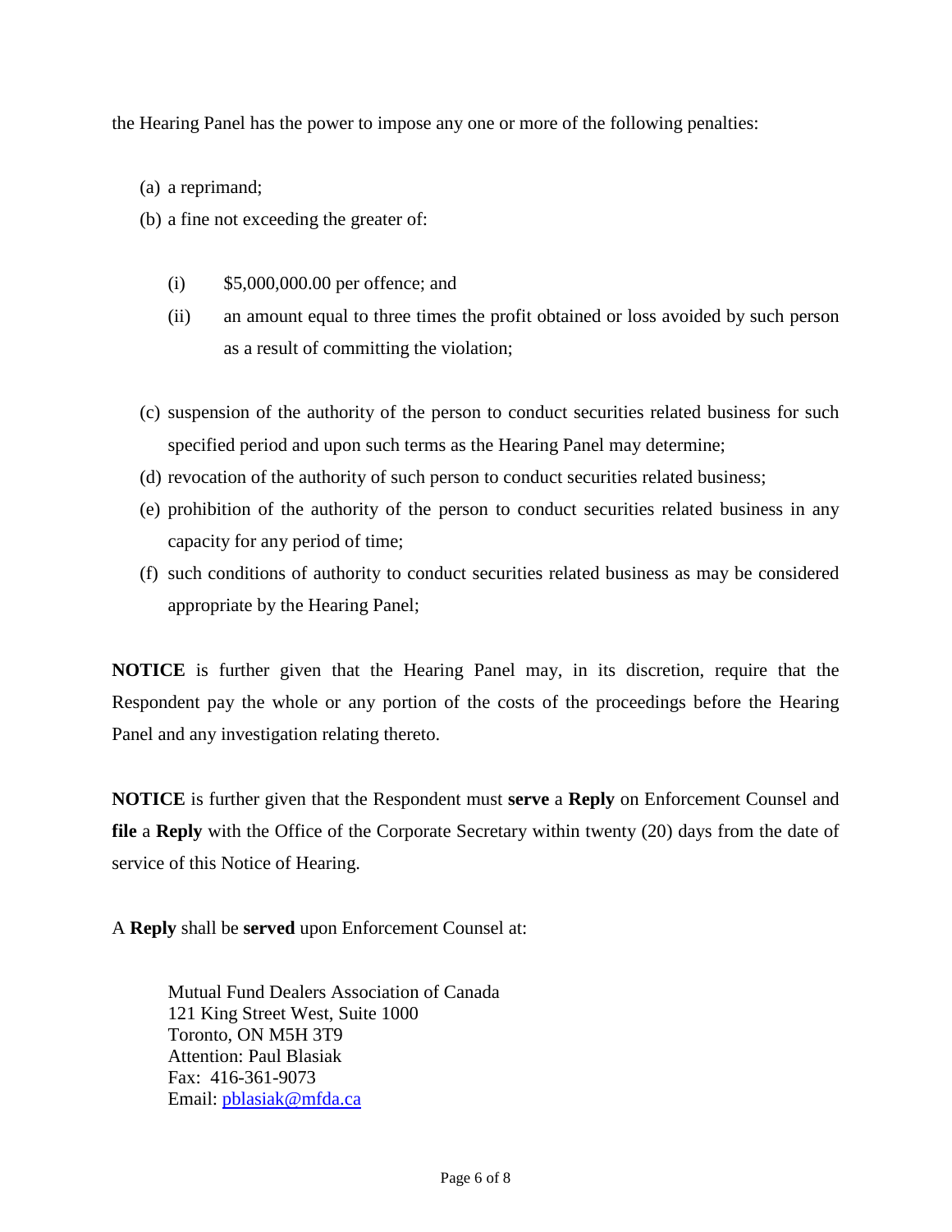the Hearing Panel has the power to impose any one or more of the following penalties:

(a) a reprimand;

(b) a fine not exceeding the greater of:

  (i) $5,000,000.00 per offence; and

  (ii) an amount equal to three times the profit obtained or loss avoided by such person as a result of committing the violation;

(c) suspension of the authority of the person to conduct securities related business for such specified period and upon such terms as the Hearing Panel may determine;

(d) revocation of the authority of such person to conduct securities related business;

(e) prohibition of the authority of the person to conduct securities related business in any capacity for any period of time;

(f) such conditions of authority to conduct securities related business as may be considered appropriate by the Hearing Panel;

**NOTICE** is further given that the Hearing Panel may, in its discretion, require that the Respondent pay the whole or any portion of the costs of the proceedings before the Hearing Panel and any investigation relating thereto.

**NOTICE** is further given that the Respondent must **serve** a **Reply** on Enforcement Counsel and **file** a **Reply** with the Office of the Corporate Secretary within twenty (20) days from the date of service of this Notice of Hearing.

A **Reply** shall be **served** upon Enforcement Counsel at:

Mutual Fund Dealers Association of Canada
121 King Street West, Suite 1000
Toronto, ON M5H 3T9
Attention: Paul Blasiak
Fax: 416-361-9073
Email: pblasiak@mfda.ca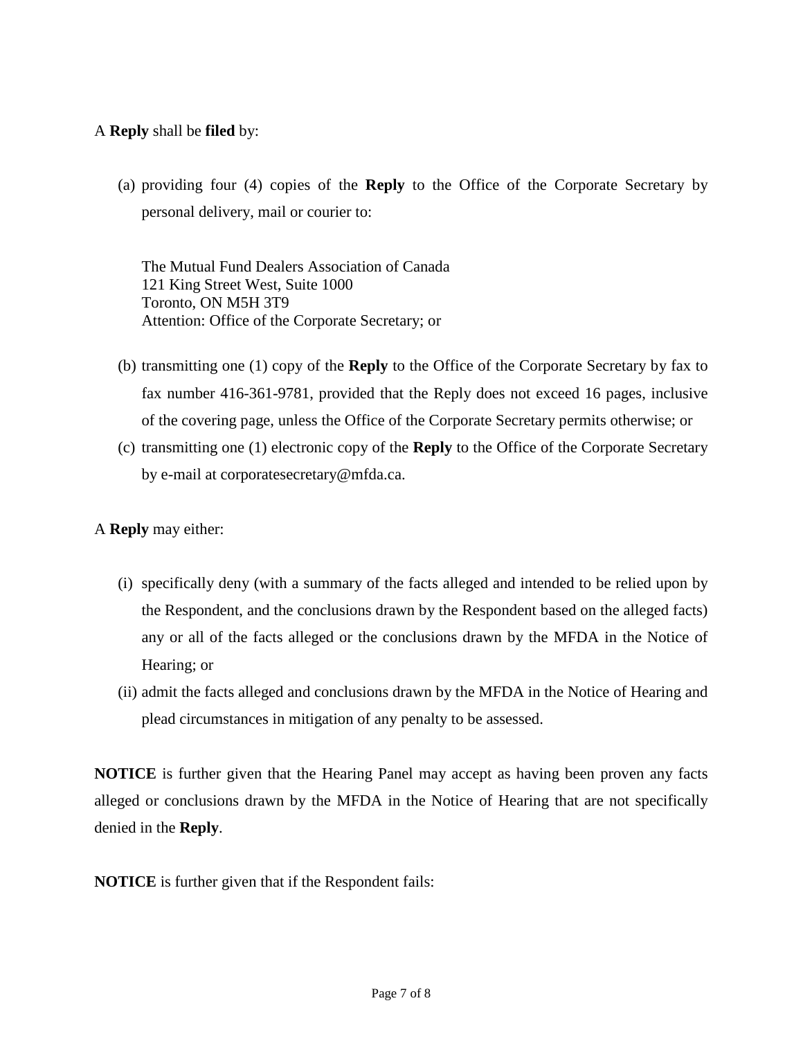A **Reply** shall be **filed** by:

(a) providing four (4) copies of the **Reply** to the Office of the Corporate Secretary by personal delivery, mail or courier to:

The Mutual Fund Dealers Association of Canada
121 King Street West, Suite 1000
Toronto, ON M5H 3T9
Attention: Office of the Corporate Secretary; or

(b) transmitting one (1) copy of the **Reply** to the Office of the Corporate Secretary by fax to fax number 416-361-9781, provided that the Reply does not exceed 16 pages, inclusive of the covering page, unless the Office of the Corporate Secretary permits otherwise; or

(c) transmitting one (1) electronic copy of the **Reply** to the Office of the Corporate Secretary by e-mail at corporatesecretary@mfda.ca.

A **Reply** may either:

(i) specifically deny (with a summary of the facts alleged and intended to be relied upon by the Respondent, and the conclusions drawn by the Respondent based on the alleged facts) any or all of the facts alleged or the conclusions drawn by the MFDA in the Notice of Hearing; or

(ii) admit the facts alleged and conclusions drawn by the MFDA in the Notice of Hearing and plead circumstances in mitigation of any penalty to be assessed.

**NOTICE** is further given that the Hearing Panel may accept as having been proven any facts alleged or conclusions drawn by the MFDA in the Notice of Hearing that are not specifically denied in the **Reply**.

**NOTICE** is further given that if the Respondent fails: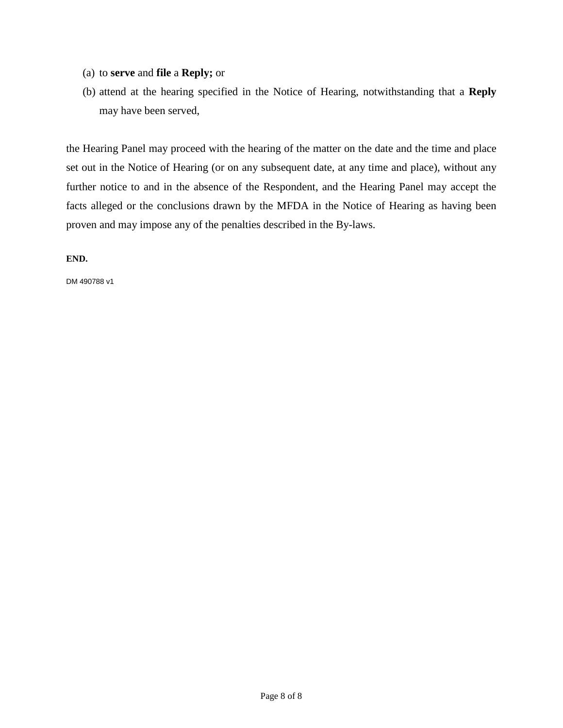(a) to **serve** and **file** a **Reply;** or

(b) attend at the hearing specified in the Notice of Hearing, notwithstanding that a **Reply** may have been served,

the Hearing Panel may proceed with the hearing of the matter on the date and the time and place set out in the Notice of Hearing (or on any subsequent date, at any time and place), without any further notice to and in the absence of the Respondent, and the Hearing Panel may accept the facts alleged or the conclusions drawn by the MFDA in the Notice of Hearing as having been proven and may impose any of the penalties described in the By-laws.

**END.**

DM 490788 v1